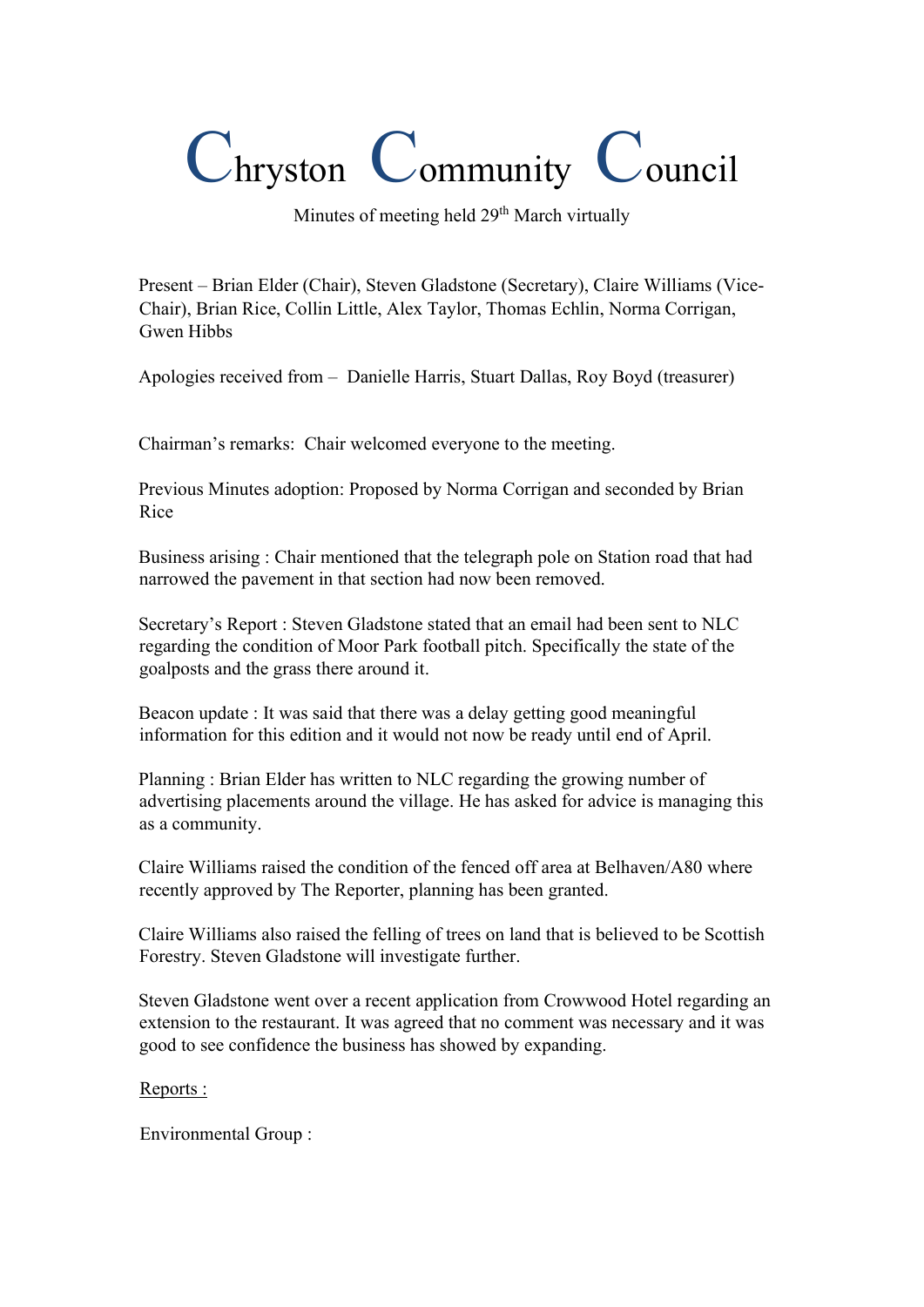# Chryston Community Council

Minutes of meeting held 29th March virtually

Present – Brian Elder (Chair), Steven Gladstone (Secretary), Claire Williams (Vice-Chair), Brian Rice, Collin Little, Alex Taylor, Thomas Echlin, Norma Corrigan, Gwen Hibbs

Apologies received from – Danielle Harris, Stuart Dallas, Roy Boyd (treasurer)

Chairman's remarks: Chair welcomed everyone to the meeting.

Previous Minutes adoption: Proposed by Norma Corrigan and seconded by Brian Rice

Business arising : Chair mentioned that the telegraph pole on Station road that had narrowed the pavement in that section had now been removed.

Secretary's Report : Steven Gladstone stated that an email had been sent to NLC regarding the condition of Moor Park football pitch. Specifically the state of the goalposts and the grass there around it.

Beacon update : It was said that there was a delay getting good meaningful information for this edition and it would not now be ready until end of April.

Planning : Brian Elder has written to NLC regarding the growing number of advertising placements around the village. He has asked for advice is managing this as a community.

Claire Williams raised the condition of the fenced off area at Belhaven/A80 where recently approved by The Reporter, planning has been granted.

Claire Williams also raised the felling of trees on land that is believed to be Scottish Forestry. Steven Gladstone will investigate further.

Steven Gladstone went over a recent application from Crowwood Hotel regarding an extension to the restaurant. It was agreed that no comment was necessary and it was good to see confidence the business has showed by expanding.

<u>Reports :</u>

Environmental Group :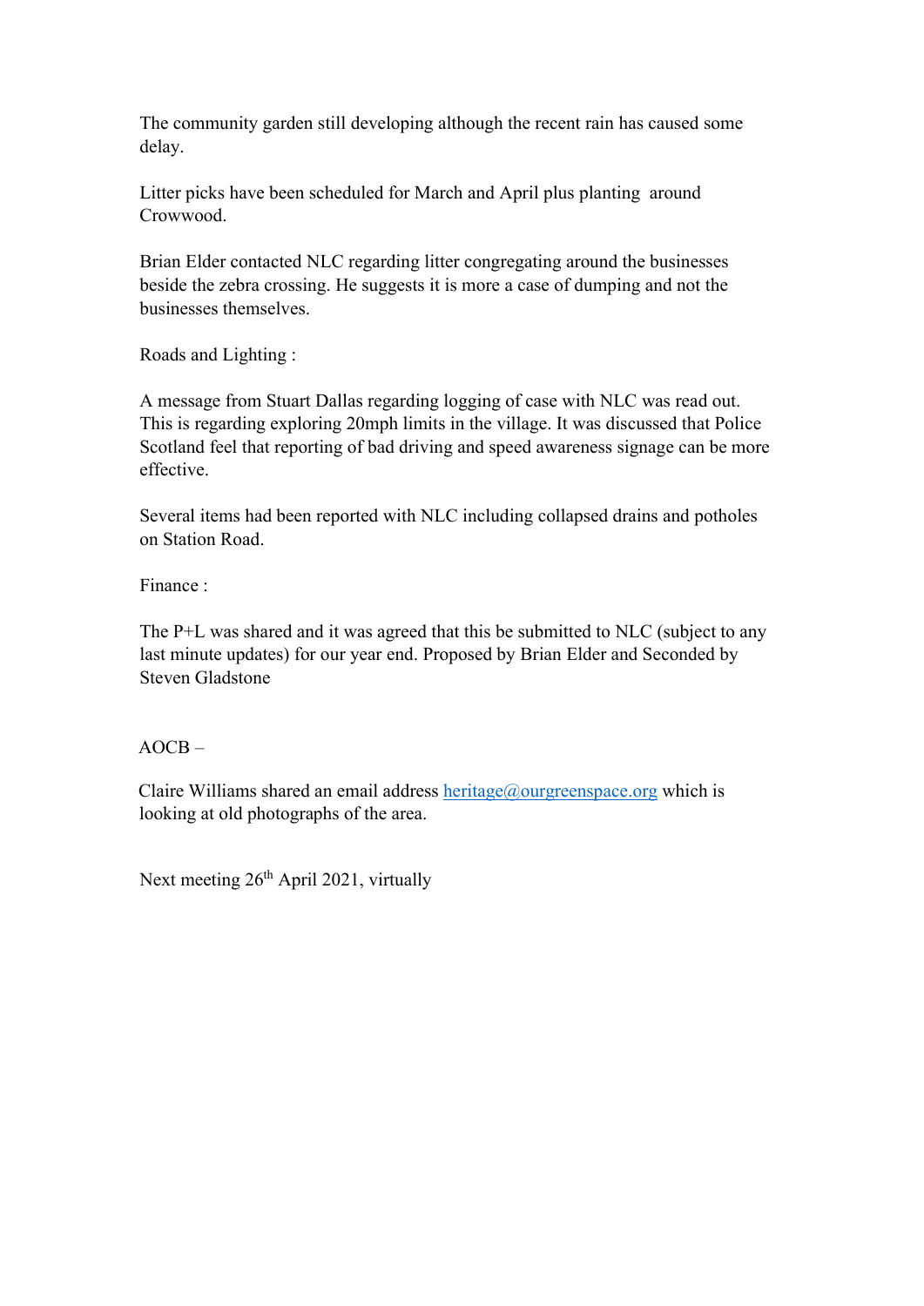The community garden still developing although the recent rain has caused some delay.

Litter picks have been scheduled for March and April plus planting around Crowwood.

Brian Elder contacted NLC regarding litter congregating around the businesses beside the zebra crossing. He suggests it is more a case of dumping and not the businesses themselves.

Roads and Lighting :

A message from Stuart Dallas regarding logging of case with NLC was read out. This is regarding exploring 20mph limits in the village. It was discussed that Police Scotland feel that reporting of bad driving and speed awareness signage can be more effective.

Several items had been reported with NLC including collapsed drains and potholes on Station Road.

Finance :

The P+L was shared and it was agreed that this be submitted to NLC (subject to any last minute updates) for our year end. Proposed by Brian Elder and Seconded by Steven Gladstone

AOCB –

Claire Williams shared an email address heritage@ourgreenspace.org which is looking at old photographs of the area.

Next meeting 26th April 2021, virtually